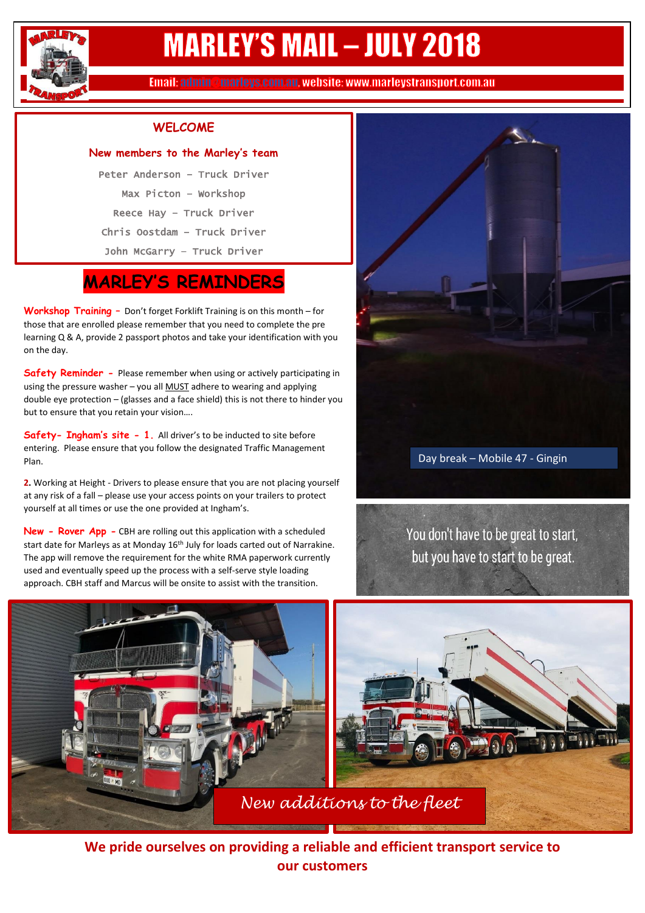# MARLEY'S MAIL – JULY 2018

Email: admin@marleys.com.au, website: www.marleystransport.com.au

## WELCOME

### New members to the Marley's team

Peter Anderson – Truck Driver

Max Picton – Workshop

Reece Hay – Truck Driver

Chris Oostdam – Truck Driver

John McGarry – Truck Driver

## MARLEY'S REMINDERS

**Workshop Training** – Don't forget Forklift Training is on this month – for those that are enrolled please remember that you need to complete the pre learning Q & A, provide 2 passport photos and take your identification with you on the day.

**Safety Reminder** – Please remember when using or actively participating in using the pressure washer – you all MUST adhere to wearing and applying double eye protection – (glasses and a face shield) this is not there to hinder you but to ensure that you retain your vision….

**Safety- Ingham's site** – **1.** All driver's to be inducted to site before entering. Please ensure that you follow the designated Traffic Management Plan.

**2.** Working at Height - Drivers to please ensure that you are not placing yourself at any risk of a fall – please use your access points on your trailers to protect yourself at all times or use the one provided at Ingham's.

**New - Rover App** – CBH are rolling out this application with a scheduled start date for Marleys as at Monday 16th July for loads carted out of Narrakine. The app will remove the requirement for the white RMA paperwork currently used and eventually speed up the process with a self-serve style loading approach. CBH staff and Marcus will be onsite to assist with the transition.

Day break – Mobile 47 - Gingin

You don't have to be great to start, but you have to start to be great.

*New additions to the fleet*

**We pride ourselves on providing a reliable and efficient transport service to our customers**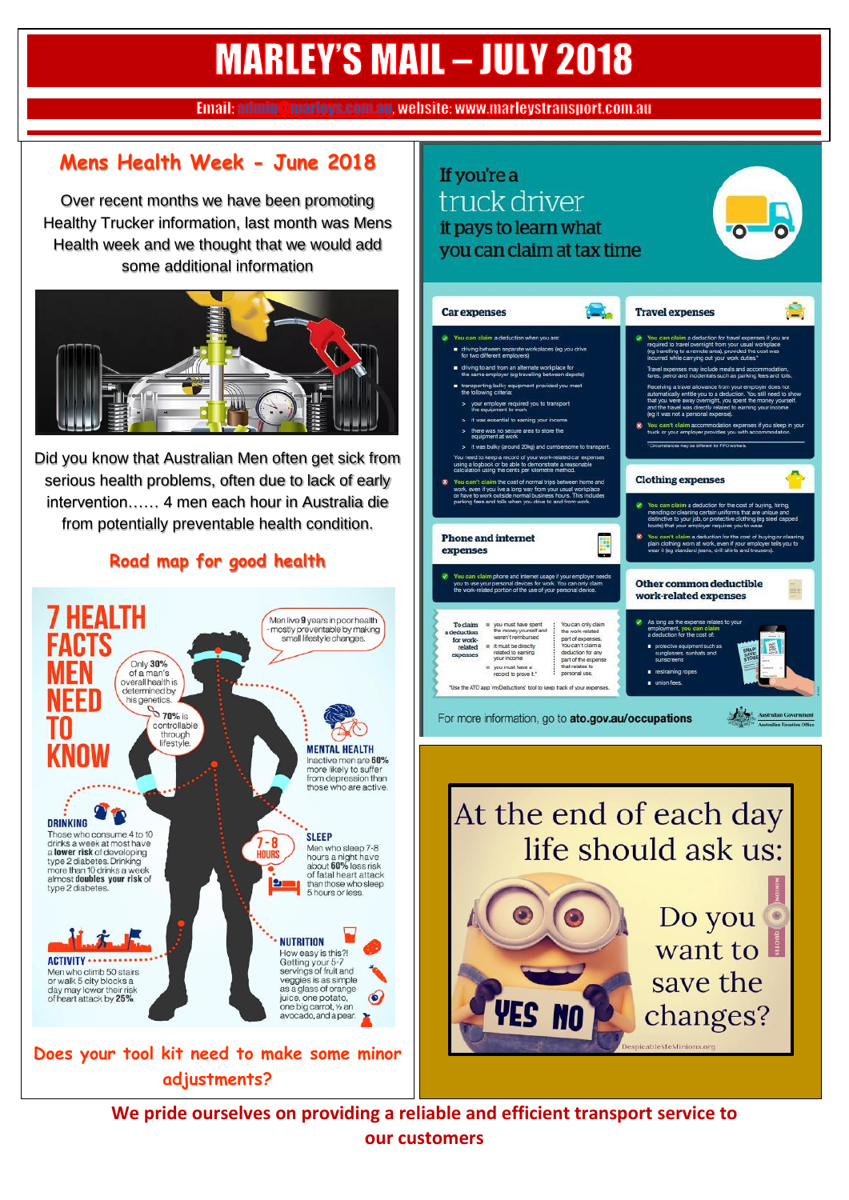# MARLEY'S MAIL – JULY 2018

Email: admin@marleys.com.au, website: www.marleystransport.com.au

## Mens Health Week - June 2018

Over recent months we have been promoting Healthy Trucker information, last month was Mens Health week and we thought that we would add some additional information

Did you know that Australian Men often get sick from serious health problems, often due to lack of early intervention…… 4 men each hour in Australia die from potentially preventable health condition.

### Road map for good health

7 HEALTH FACTS MEN NEED TO KNOW

Men live 9 years in poor health - mostly preventable by making small lifestyle changes.

Only 30% of a man's overall health is determined by his genetics.

70% is controllable through lifestyle.

MENTAL HEALTH
Inactive men are 60% more likely to suffer from depression than those who are active.

DRINKING
Those who consume 4 to 10 drinks a week at most have a lower risk of developing type 2 diabetes. Drinking more than 10 drinks a week almost doubles your risk of type 2 diabetes.

SLEEP
7-8 HOURS
Men who sleep 7-8 hours a night have about 60% less risk of fatal heart attack than those who sleep 5 hours or less.

ACTIVITY
Men who climb 50 stairs or walk 5 city blocks a day may lower their risk of heart attack by 25%.

NUTRITION
How easy is this?! Getting your 5-7 servings of fruit and veggies is as simple as a glass of orange juice, one potato, one big carrot, ½ an avocado, and a pear.

**Does your tool kit need to make some minor adjustments?**

## If you're a truck driver it pays to learn what you can claim at tax time

### Car expenses

✔ **You can claim** a deduction when you are:

- driving between separate workplaces (eg you drive for two different employers)
- driving to and from an alternate workplace for the same employer (eg travelling between depots)
- transporting bulky equipment provided you meet the following criteria:
  - your employer required you to transport the equipment to work
  - it was essential to earning your income
  - there was no secure area to store the equipment at work
  - it was bulky (around 20kg) and cumbersome to transport.

You need to keep a record of your work-related car expenses using a logbook or be able to demonstrate a reasonable calculation using the cents per kilometre method.

✖ **You can't claim** the cost of normal trips between home and work, even if you live a long way from your usual workplace or have to work outside normal business hours. This includes parking fees and tolls when you drive to and from work.

### Travel expenses

✔ **You can claim** a deduction for travel expenses if you are required to travel overnight from your usual workplace (eg travelling to a remote area), provided the cost was incurred while carrying out your work duties.*

Travel expenses may include meals and accommodation, fares, petrol and incidentals such as parking fees and tolls.

Receiving a travel allowance from your employer does not automatically entitle you to a deduction. You still need to show that you were away overnight, you spent the money yourself, and the travel was directly related to earning your income (eg it was not a personal expense).

✖ **You can't claim** accommodation expenses if you sleep in your truck or your employer provides you with accommodation.

*Circumstances may be different for FIFO workers.

### Clothing expenses

✔ **You can claim** a deduction for the cost of buying, hiring, mending or cleaning certain uniforms that are unique and distinctive to your job, or protective clothing (eg steel capped boots) that your employer requires you to wear.

✖ **You can't claim** a deduction for the cost of buying or cleaning plain clothing worn at work, even if your employer tells you to wear it (eg standard jeans, drill shirts and trousers).

### Phone and internet expenses

✔ **You can claim** phone and internet usage if your employer needs you to use your personal devices for work. You can only claim the work-related portion of the use of your personal device.

### Other common deductible work-related expenses

✔ As long as the expense relates to your employment, **you can claim** a deduction for the cost of:

- protective equipment such as sunglasses, sunhats and sunscreens
- restraining ropes
- union fees.

**To claim a deduction for work-related expenses**

- you must have spent the money yourself and weren't reimbursed
- it must be directly related to earning your income
- you must have a record to prove it.

You can only claim the work-related part of expenses. You can't claim a deduction for any part of the expense that relates to personal use.

*Use the ATO app myDeductions' tool to keep track of your expenses.

For more information, go to **ato.gov.au/occupations**

Australian Government – Australian Taxation Office

At the end of each day life should ask us:

Do you want to save the changes?

YES NO

DespicableMeMinions.org

**We pride ourselves on providing a reliable and efficient transport service to our customers**